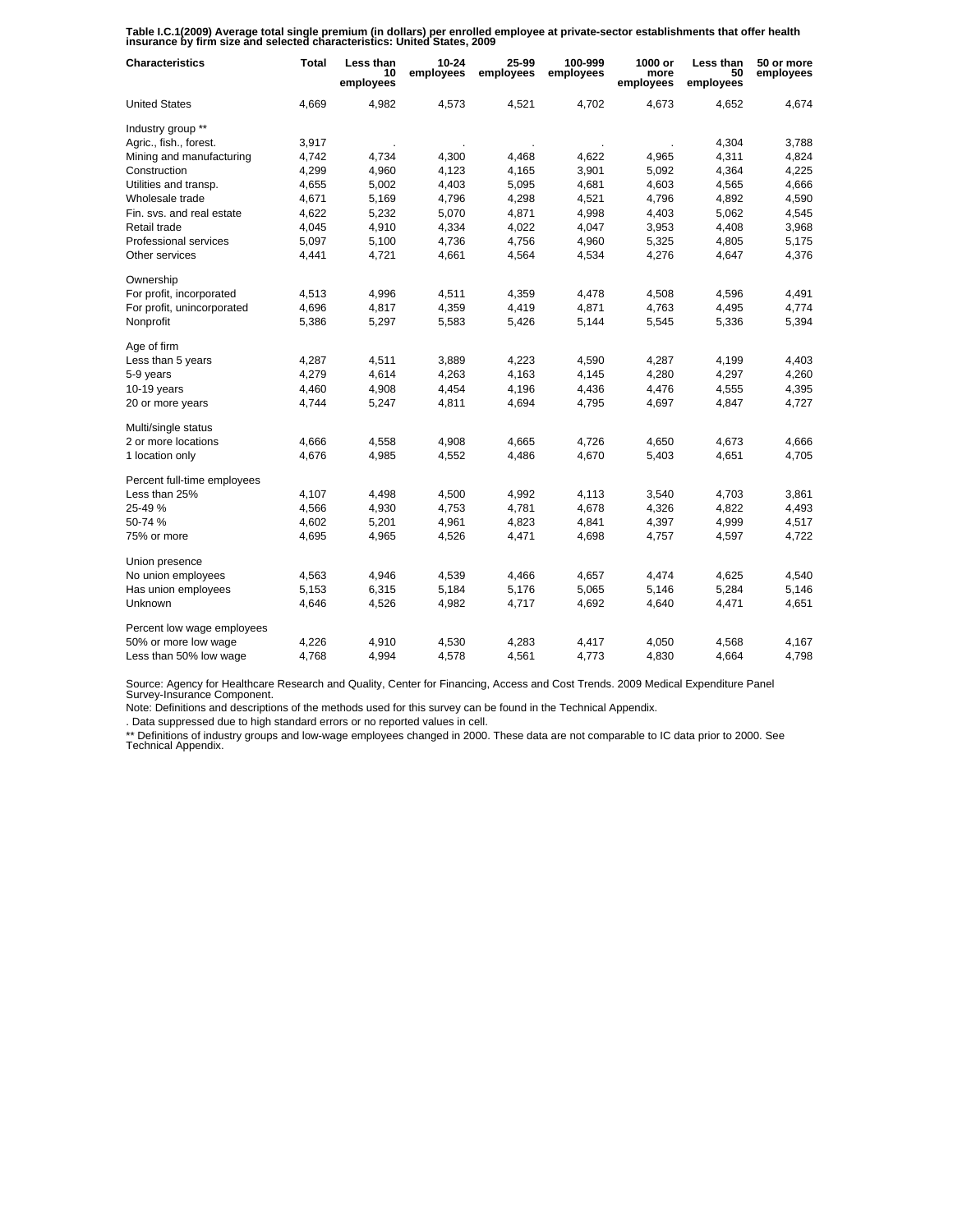**Table I.C.1(2009) Average total single premium (in dollars) per enrolled employee at private-sector establishments that offer health insurance by firm size and selected characteristics: United States, 2009**

| Characteristics | Total | Less than 10 employees | 10-24 employees | 25-99 employees | 100-999 employees | 1000 or more employees | Less than 50 employees | 50 or more employees |
|---|---|---|---|---|---|---|---|---|
| United States | 4,669 | 4,982 | 4,573 | 4,521 | 4,702 | 4,673 | 4,652 | 4,674 |
| Industry group ** | | | | | | | | |
| Agric., fish., forest. | 3,917 | . | . | . | . | . | 4,304 | 3,788 |
| Mining and manufacturing | 4,742 | 4,734 | 4,300 | 4,468 | 4,622 | 4,965 | 4,311 | 4,824 |
| Construction | 4,299 | 4,960 | 4,123 | 4,165 | 3,901 | 5,092 | 4,364 | 4,225 |
| Utilities and transp. | 4,655 | 5,002 | 4,403 | 5,095 | 4,681 | 4,603 | 4,565 | 4,666 |
| Wholesale trade | 4,671 | 5,169 | 4,796 | 4,298 | 4,521 | 4,796 | 4,892 | 4,590 |
| Fin. svs. and real estate | 4,622 | 5,232 | 5,070 | 4,871 | 4,998 | 4,403 | 5,062 | 4,545 |
| Retail trade | 4,045 | 4,910 | 4,334 | 4,022 | 4,047 | 3,953 | 4,408 | 3,968 |
| Professional services | 5,097 | 5,100 | 4,736 | 4,756 | 4,960 | 5,325 | 4,805 | 5,175 |
| Other services | 4,441 | 4,721 | 4,661 | 4,564 | 4,534 | 4,276 | 4,647 | 4,376 |
| Ownership | | | | | | | | |
| For profit, incorporated | 4,513 | 4,996 | 4,511 | 4,359 | 4,478 | 4,508 | 4,596 | 4,491 |
| For profit, unincorporated | 4,696 | 4,817 | 4,359 | 4,419 | 4,871 | 4,763 | 4,495 | 4,774 |
| Nonprofit | 5,386 | 5,297 | 5,583 | 5,426 | 5,144 | 5,545 | 5,336 | 5,394 |
| Age of firm | | | | | | | | |
| Less than 5 years | 4,287 | 4,511 | 3,889 | 4,223 | 4,590 | 4,287 | 4,199 | 4,403 |
| 5-9 years | 4,279 | 4,614 | 4,263 | 4,163 | 4,145 | 4,280 | 4,297 | 4,260 |
| 10-19 years | 4,460 | 4,908 | 4,454 | 4,196 | 4,436 | 4,476 | 4,555 | 4,395 |
| 20 or more years | 4,744 | 5,247 | 4,811 | 4,694 | 4,795 | 4,697 | 4,847 | 4,727 |
| Multi/single status | | | | | | | | |
| 2 or more locations | 4,666 | 4,558 | 4,908 | 4,665 | 4,726 | 4,650 | 4,673 | 4,666 |
| 1 location only | 4,676 | 4,985 | 4,552 | 4,486 | 4,670 | 5,403 | 4,651 | 4,705 |
| Percent full-time employees | | | | | | | | |
| Less than 25% | 4,107 | 4,498 | 4,500 | 4,992 | 4,113 | 3,540 | 4,703 | 3,861 |
| 25-49 % | 4,566 | 4,930 | 4,753 | 4,781 | 4,678 | 4,326 | 4,822 | 4,493 |
| 50-74 % | 4,602 | 5,201 | 4,961 | 4,823 | 4,841 | 4,397 | 4,999 | 4,517 |
| 75% or more | 4,695 | 4,965 | 4,526 | 4,471 | 4,698 | 4,757 | 4,597 | 4,722 |
| Union presence | | | | | | | | |
| No union employees | 4,563 | 4,946 | 4,539 | 4,466 | 4,657 | 4,474 | 4,625 | 4,540 |
| Has union employees | 5,153 | 6,315 | 5,184 | 5,176 | 5,065 | 5,146 | 5,284 | 5,146 |
| Unknown | 4,646 | 4,526 | 4,982 | 4,717 | 4,692 | 4,640 | 4,471 | 4,651 |
| Percent low wage employees | | | | | | | | |
| 50% or more low wage | 4,226 | 4,910 | 4,530 | 4,283 | 4,417 | 4,050 | 4,568 | 4,167 |
| Less than 50% low wage | 4,768 | 4,994 | 4,578 | 4,561 | 4,773 | 4,830 | 4,664 | 4,798 |

Source: Agency for Healthcare Research and Quality, Center for Financing, Access and Cost Trends. 2009 Medical Expenditure Panel Survey-Insurance Component.

Note: Definitions and descriptions of the methods used for this survey can be found in the Technical Appendix.

. Data suppressed due to high standard errors or no reported values in cell.

** Definitions of industry groups and low-wage employees changed in 2000. These data are not comparable to IC data prior to 2000. See Technical Appendix.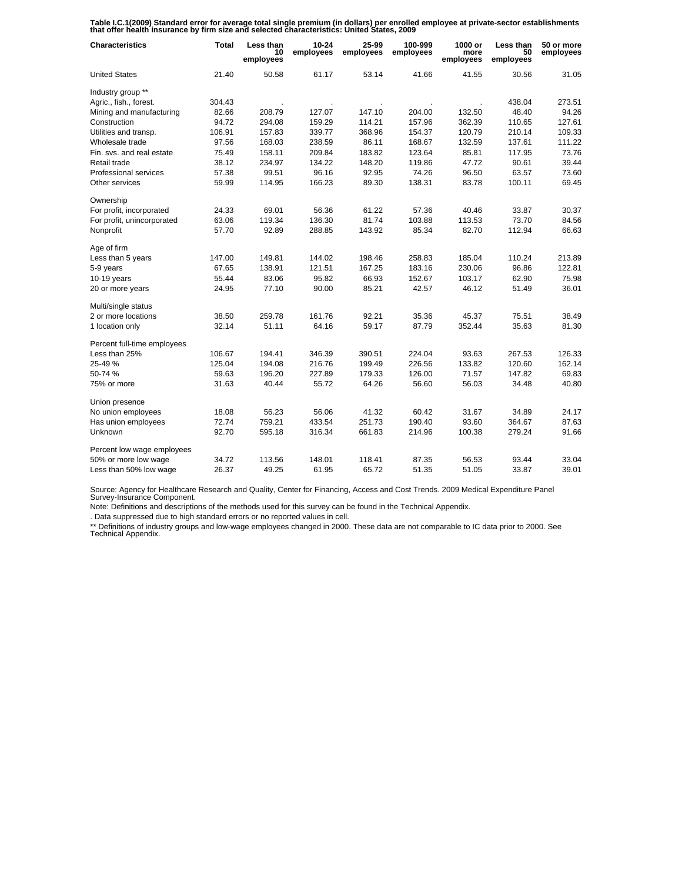**Table I.C.1(2009) Standard error for average total single premium (in dollars) per enrolled employee at private-sector establishments that offer health insurance by firm size and selected characteristics: United States, 2009**

| Characteristics | Total | Less than 10 employees | 10-24 employees | 25-99 employees | 100-999 employees | 1000 or more employees | Less than 50 employees | 50 or more employees |
|---|---|---|---|---|---|---|---|---|
| United States | 21.40 | 50.58 | 61.17 | 53.14 | 41.66 | 41.55 | 30.56 | 31.05 |
| Industry group ** | | | | | | | | |
| Agric., fish., forest. | 304.43 | . | . | . | . | . | 438.04 | 273.51 |
| Mining and manufacturing | 82.66 | 208.79 | 127.07 | 147.10 | 204.00 | 132.50 | 48.40 | 94.26 |
| Construction | 94.72 | 294.08 | 159.29 | 114.21 | 157.96 | 362.39 | 110.65 | 127.61 |
| Utilities and transp. | 106.91 | 157.83 | 339.77 | 368.96 | 154.37 | 120.79 | 210.14 | 109.33 |
| Wholesale trade | 97.56 | 168.03 | 238.59 | 86.11 | 168.67 | 132.59 | 137.61 | 111.22 |
| Fin. svs. and real estate | 75.49 | 158.11 | 209.84 | 183.82 | 123.64 | 85.81 | 117.95 | 73.76 |
| Retail trade | 38.12 | 234.97 | 134.22 | 148.20 | 119.86 | 47.72 | 90.61 | 39.44 |
| Professional services | 57.38 | 99.51 | 96.16 | 92.95 | 74.26 | 96.50 | 63.57 | 73.60 |
| Other services | 59.99 | 114.95 | 166.23 | 89.30 | 138.31 | 83.78 | 100.11 | 69.45 |
| Ownership | | | | | | | | |
| For profit, incorporated | 24.33 | 69.01 | 56.36 | 61.22 | 57.36 | 40.46 | 33.87 | 30.37 |
| For profit, unincorporated | 63.06 | 119.34 | 136.30 | 81.74 | 103.88 | 113.53 | 73.70 | 84.56 |
| Nonprofit | 57.70 | 92.89 | 288.85 | 143.92 | 85.34 | 82.70 | 112.94 | 66.63 |
| Age of firm | | | | | | | | |
| Less than 5 years | 147.00 | 149.81 | 144.02 | 198.46 | 258.83 | 185.04 | 110.24 | 213.89 |
| 5-9 years | 67.65 | 138.91 | 121.51 | 167.25 | 183.16 | 230.06 | 96.86 | 122.81 |
| 10-19 years | 55.44 | 83.06 | 95.82 | 66.93 | 152.67 | 103.17 | 62.90 | 75.98 |
| 20 or more years | 24.95 | 77.10 | 90.00 | 85.21 | 42.57 | 46.12 | 51.49 | 36.01 |
| Multi/single status | | | | | | | | |
| 2 or more locations | 38.50 | 259.78 | 161.76 | 92.21 | 35.36 | 45.37 | 75.51 | 38.49 |
| 1 location only | 32.14 | 51.11 | 64.16 | 59.17 | 87.79 | 352.44 | 35.63 | 81.30 |
| Percent full-time employees | | | | | | | | |
| Less than 25% | 106.67 | 194.41 | 346.39 | 390.51 | 224.04 | 93.63 | 267.53 | 126.33 |
| 25-49 % | 125.04 | 194.08 | 216.76 | 199.49 | 226.56 | 133.82 | 120.60 | 162.14 |
| 50-74 % | 59.63 | 196.20 | 227.89 | 179.33 | 126.00 | 71.57 | 147.82 | 69.83 |
| 75% or more | 31.63 | 40.44 | 55.72 | 64.26 | 56.60 | 56.03 | 34.48 | 40.80 |
| Union presence | | | | | | | | |
| No union employees | 18.08 | 56.23 | 56.06 | 41.32 | 60.42 | 31.67 | 34.89 | 24.17 |
| Has union employees | 72.74 | 759.21 | 433.54 | 251.73 | 190.40 | 93.60 | 364.67 | 87.63 |
| Unknown | 92.70 | 595.18 | 316.34 | 661.83 | 214.96 | 100.38 | 279.24 | 91.66 |
| Percent low wage employees | | | | | | | | |
| 50% or more low wage | 34.72 | 113.56 | 148.01 | 118.41 | 87.35 | 56.53 | 93.44 | 33.04 |
| Less than 50% low wage | 26.37 | 49.25 | 61.95 | 65.72 | 51.35 | 51.05 | 33.87 | 39.01 |

Source: Agency for Healthcare Research and Quality, Center for Financing, Access and Cost Trends. 2009 Medical Expenditure Panel Survey-Insurance Component.

Note: Definitions and descriptions of the methods used for this survey can be found in the Technical Appendix.

. Data suppressed due to high standard errors or no reported values in cell.

** Definitions of industry groups and low-wage employees changed in 2000. These data are not comparable to IC data prior to 2000. See Technical Appendix.